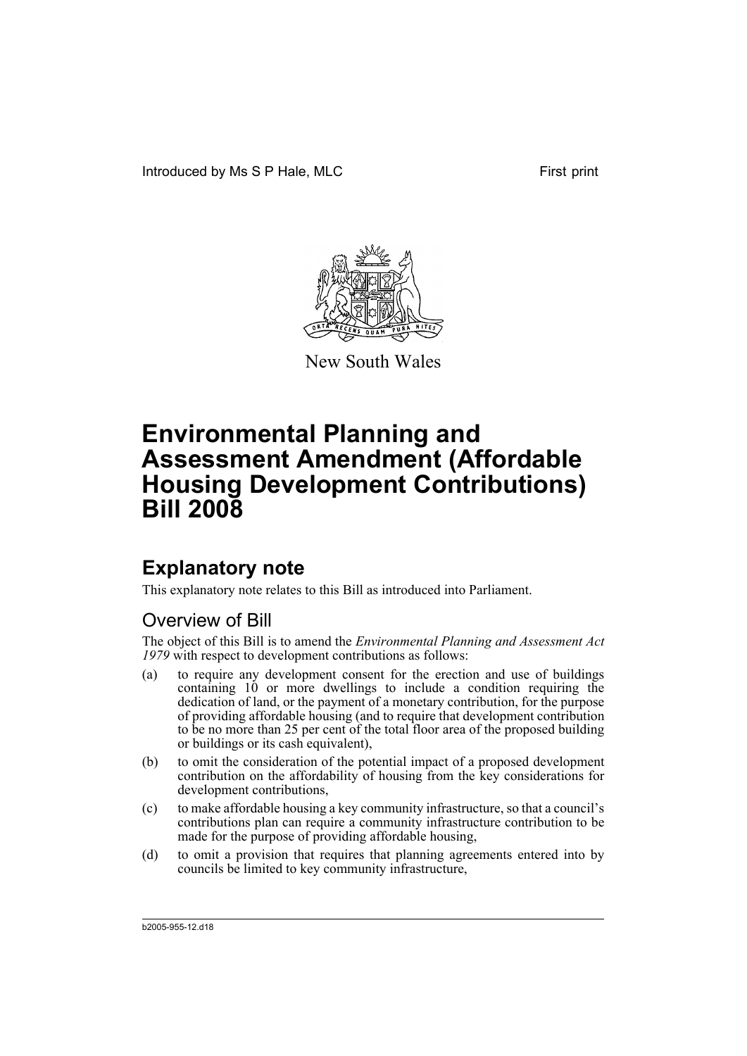Introduced by Ms S P Hale, MLC First print

New South Wales

# Environmental Planning and Assessment Amendment (Affordable Housing Development Contributions) Bill 2008

## Explanatory note

This explanatory note relates to this Bill as introduced into Parliament.

### Overview of Bill

The object of this Bill is to amend the *Environmental Planning and Assessment Act 1979* with respect to development contributions as follows:

(a) to require any development consent for the erection and use of buildings containing 10 or more dwellings to include a condition requiring the dedication of land, or the payment of a monetary contribution, for the purpose of providing affordable housing (and to require that development contribution to be no more than 25 per cent of the total floor area of the proposed building or buildings or its cash equivalent),

(b) to omit the consideration of the potential impact of a proposed development contribution on the affordability of housing from the key considerations for development contributions,

(c) to make affordable housing a key community infrastructure, so that a council's contributions plan can require a community infrastructure contribution to be made for the purpose of providing affordable housing,

(d) to omit a provision that requires that planning agreements entered into by councils be limited to key community infrastructure,

b2005-955-12.d18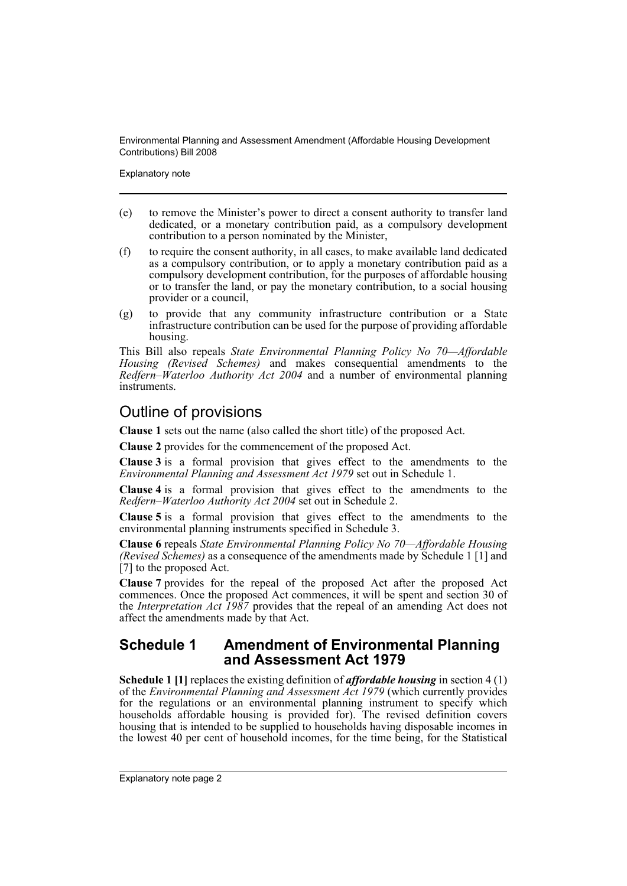(e) to remove the Minister's power to direct a consent authority to transfer land dedicated, or a monetary contribution paid, as a compulsory development contribution to a person nominated by the Minister,

(f) to require the consent authority, in all cases, to make available land dedicated as a compulsory contribution, or to apply a monetary contribution paid as a compulsory development contribution, for the purposes of affordable housing or to transfer the land, or pay the monetary contribution, to a social housing provider or a council,

(g) to provide that any community infrastructure contribution or a State infrastructure contribution can be used for the purpose of providing affordable housing.

This Bill also repeals *State Environmental Planning Policy No 70—Affordable Housing (Revised Schemes)* and makes consequential amendments to the *Redfern–Waterloo Authority Act 2004* and a number of environmental planning instruments.

## Outline of provisions

**Clause 1** sets out the name (also called the short title) of the proposed Act.

**Clause 2** provides for the commencement of the proposed Act.

**Clause 3** is a formal provision that gives effect to the amendments to the *Environmental Planning and Assessment Act 1979* set out in Schedule 1.

**Clause 4** is a formal provision that gives effect to the amendments to the *Redfern–Waterloo Authority Act 2004* set out in Schedule 2.

**Clause 5** is a formal provision that gives effect to the amendments to the environmental planning instruments specified in Schedule 3.

**Clause 6** repeals *State Environmental Planning Policy No 70—Affordable Housing (Revised Schemes)* as a consequence of the amendments made by Schedule 1 [1] and [7] to the proposed Act.

**Clause 7** provides for the repeal of the proposed Act after the proposed Act commences. Once the proposed Act commences, it will be spent and section 30 of the *Interpretation Act 1987* provides that the repeal of an amending Act does not affect the amendments made by that Act.

## Schedule 1 Amendment of Environmental Planning and Assessment Act 1979

**Schedule 1 [1]** replaces the existing definition of ***affordable housing*** in section 4 (1) of the *Environmental Planning and Assessment Act 1979* (which currently provides for the regulations or an environmental planning instrument to specify which households affordable housing is provided for). The revised definition covers housing that is intended to be supplied to households having disposable incomes in the lowest 40 per cent of household incomes, for the time being, for the Statistical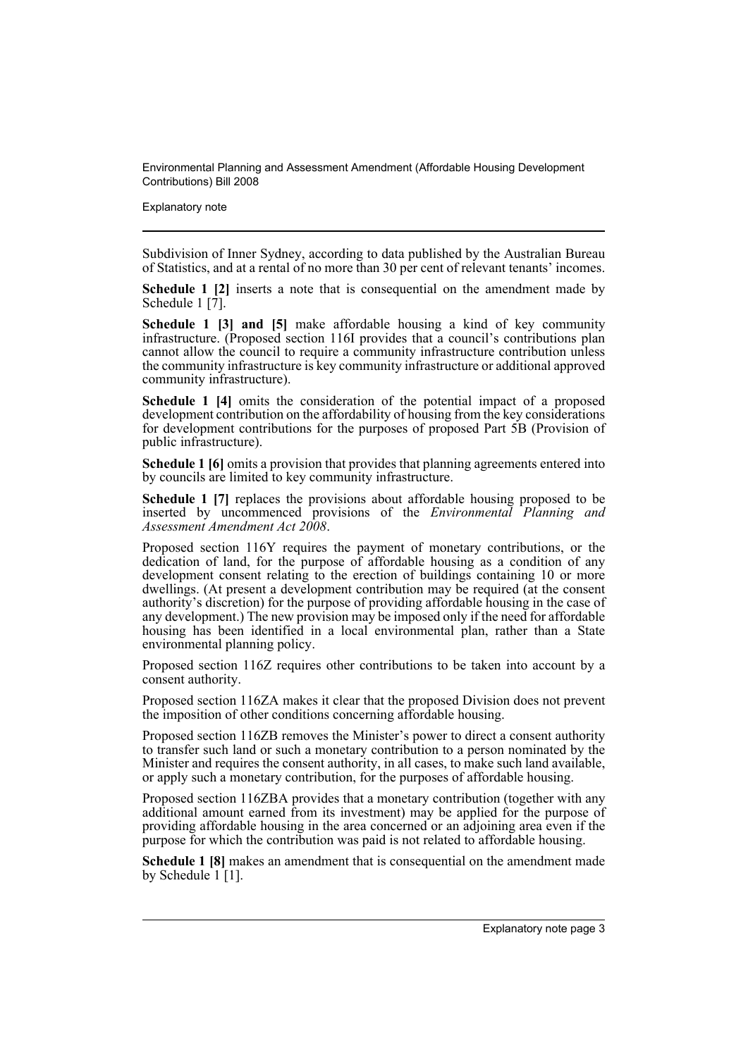Subdivision of Inner Sydney, according to data published by the Australian Bureau of Statistics, and at a rental of no more than 30 per cent of relevant tenants' incomes.

**Schedule 1 [2]** inserts a note that is consequential on the amendment made by Schedule 1 [7].

**Schedule 1 [3] and [5]** make affordable housing a kind of key community infrastructure. (Proposed section 116I provides that a council's contributions plan cannot allow the council to require a community infrastructure contribution unless the community infrastructure is key community infrastructure or additional approved community infrastructure).

**Schedule 1 [4]** omits the consideration of the potential impact of a proposed development contribution on the affordability of housing from the key considerations for development contributions for the purposes of proposed Part 5B (Provision of public infrastructure).

**Schedule 1 [6]** omits a provision that provides that planning agreements entered into by councils are limited to key community infrastructure.

**Schedule 1 [7]** replaces the provisions about affordable housing proposed to be inserted by uncommenced provisions of the *Environmental Planning and Assessment Amendment Act 2008*.

Proposed section 116Y requires the payment of monetary contributions, or the dedication of land, for the purpose of affordable housing as a condition of any development consent relating to the erection of buildings containing 10 or more dwellings. (At present a development contribution may be required (at the consent authority's discretion) for the purpose of providing affordable housing in the case of any development.) The new provision may be imposed only if the need for affordable housing has been identified in a local environmental plan, rather than a State environmental planning policy.

Proposed section 116Z requires other contributions to be taken into account by a consent authority.

Proposed section 116ZA makes it clear that the proposed Division does not prevent the imposition of other conditions concerning affordable housing.

Proposed section 116ZB removes the Minister's power to direct a consent authority to transfer such land or such a monetary contribution to a person nominated by the Minister and requires the consent authority, in all cases, to make such land available, or apply such a monetary contribution, for the purposes of affordable housing.

Proposed section 116ZBA provides that a monetary contribution (together with any additional amount earned from its investment) may be applied for the purpose of providing affordable housing in the area concerned or an adjoining area even if the purpose for which the contribution was paid is not related to affordable housing.

**Schedule 1 [8]** makes an amendment that is consequential on the amendment made by Schedule 1 [1].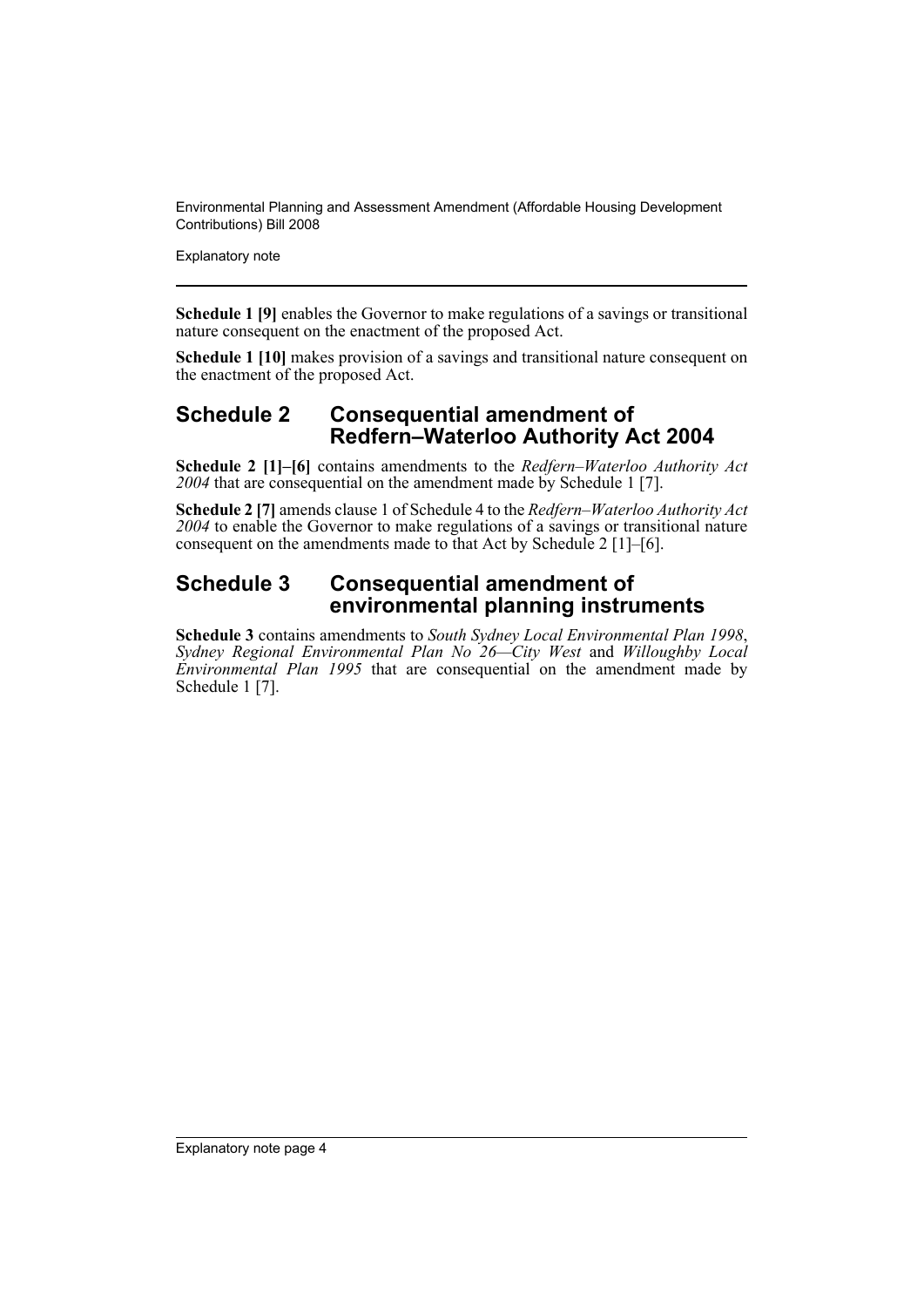**Schedule 1 [9]** enables the Governor to make regulations of a savings or transitional nature consequent on the enactment of the proposed Act.

**Schedule 1 [10]** makes provision of a savings and transitional nature consequent on the enactment of the proposed Act.

## Schedule 2 Consequential amendment of Redfern–Waterloo Authority Act 2004

**Schedule 2 [1]–[6]** contains amendments to the *Redfern–Waterloo Authority Act 2004* that are consequential on the amendment made by Schedule 1 [7].

**Schedule 2 [7]** amends clause 1 of Schedule 4 to the *Redfern–Waterloo Authority Act 2004* to enable the Governor to make regulations of a savings or transitional nature consequent on the amendments made to that Act by Schedule 2 [1]–[6].

## Schedule 3 Consequential amendment of environmental planning instruments

**Schedule 3** contains amendments to *South Sydney Local Environmental Plan 1998*, *Sydney Regional Environmental Plan No 26—City West* and *Willoughby Local Environmental Plan 1995* that are consequential on the amendment made by Schedule 1 [7].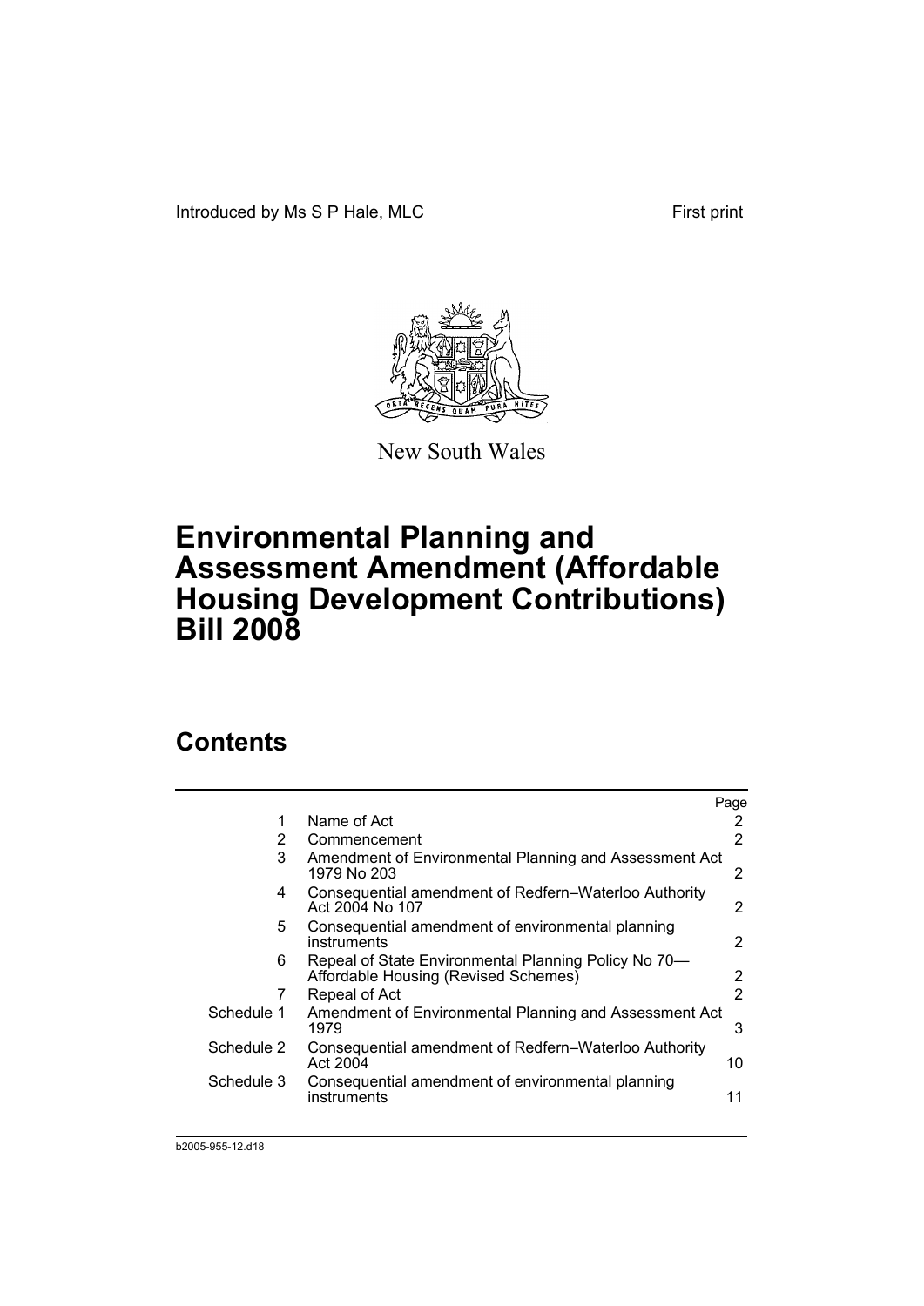Introduced by Ms S P Hale, MLC First print

New South Wales

# Environmental Planning and Assessment Amendment (Affordable Housing Development Contributions) Bill 2008

## Contents

| | | Page |
|---|---|---|
| 1 | Name of Act | 2 |
| 2 | Commencement | 2 |
| 3 | Amendment of Environmental Planning and Assessment Act 1979 No 203 | 2 |
| 4 | Consequential amendment of Redfern–Waterloo Authority Act 2004 No 107 | 2 |
| 5 | Consequential amendment of environmental planning instruments | 2 |
| 6 | Repeal of State Environmental Planning Policy No 70—Affordable Housing (Revised Schemes) | 2 |
| 7 | Repeal of Act | 2 |
| Schedule 1 | Amendment of Environmental Planning and Assessment Act 1979 | 3 |
| Schedule 2 | Consequential amendment of Redfern–Waterloo Authority Act 2004 | 10 |
| Schedule 3 | Consequential amendment of environmental planning instruments | 11 |

b2005-955-12.d18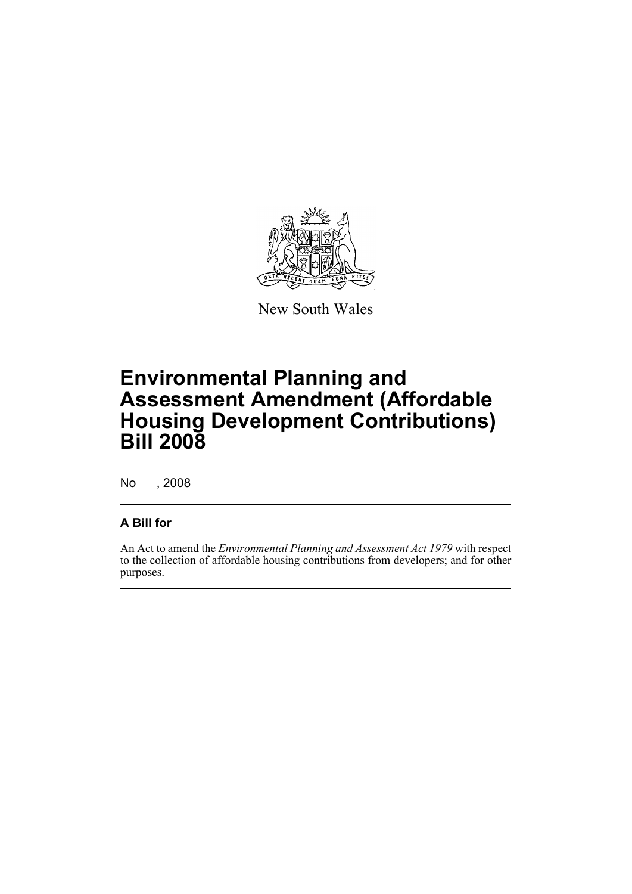New South Wales

# Environmental Planning and Assessment Amendment (Affordable Housing Development Contributions) Bill 2008

No , 2008

## A Bill for

An Act to amend the *Environmental Planning and Assessment Act 1979* with respect to the collection of affordable housing contributions from developers; and for other purposes.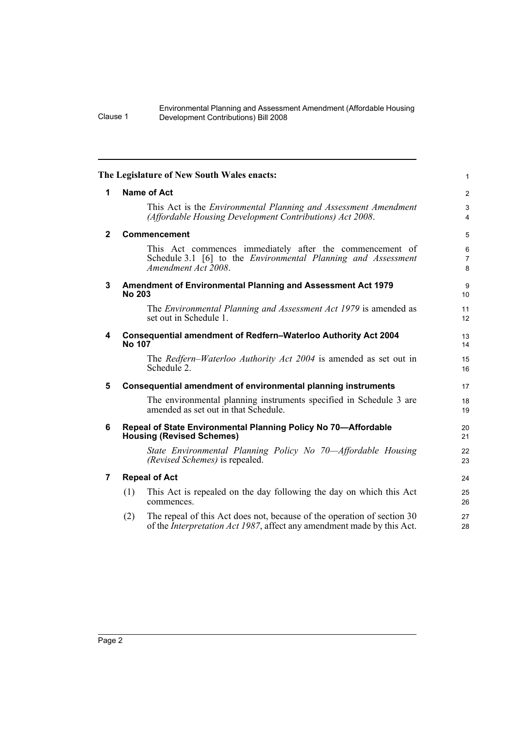The Legislature of New South Wales enacts:

## 1 Name of Act

This Act is the *Environmental Planning and Assessment Amendment (Affordable Housing Development Contributions) Act 2008*.

## 2 Commencement

This Act commences immediately after the commencement of Schedule 3.1 [6] to the *Environmental Planning and Assessment Amendment Act 2008*.

## 3 Amendment of Environmental Planning and Assessment Act 1979 No 203

The *Environmental Planning and Assessment Act 1979* is amended as set out in Schedule 1.

## 4 Consequential amendment of Redfern–Waterloo Authority Act 2004 No 107

The *Redfern–Waterloo Authority Act 2004* is amended as set out in Schedule 2.

## 5 Consequential amendment of environmental planning instruments

The environmental planning instruments specified in Schedule 3 are amended as set out in that Schedule.

## 6 Repeal of State Environmental Planning Policy No 70—Affordable Housing (Revised Schemes)

*State Environmental Planning Policy No 70—Affordable Housing (Revised Schemes)* is repealed.

## 7 Repeal of Act

(1) This Act is repealed on the day following the day on which this Act commences.

(2) The repeal of this Act does not, because of the operation of section 30 of the *Interpretation Act 1987*, affect any amendment made by this Act.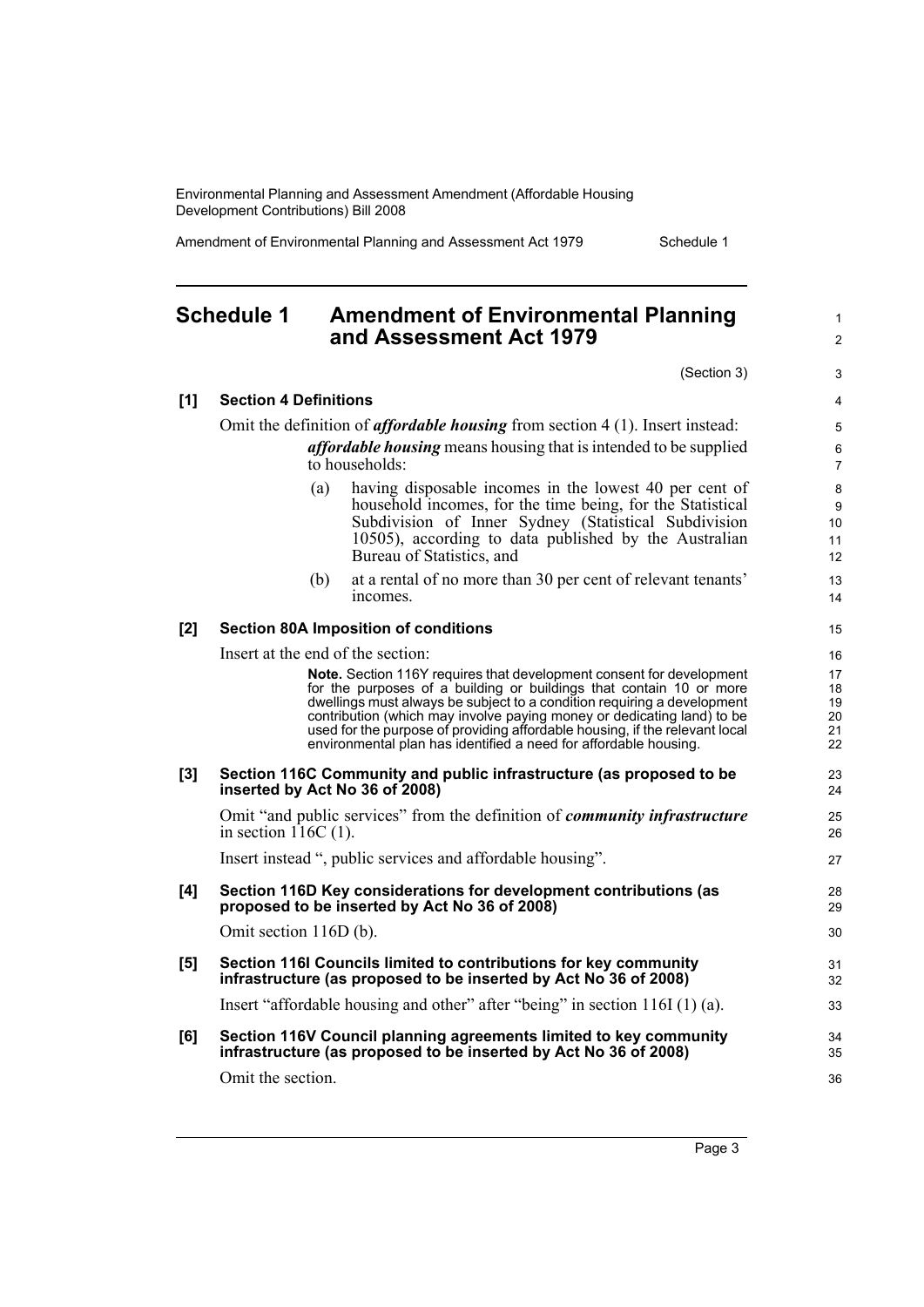## Schedule 1 Amendment of Environmental Planning and Assessment Act 1979

(Section 3)

**[1] Section 4 Definitions**

Omit the definition of ***affordable housing*** from section 4 (1). Insert instead:

> ***affordable housing*** means housing that is intended to be supplied to households:
>
> (a) having disposable incomes in the lowest 40 per cent of household incomes, for the time being, for the Statistical Subdivision of Inner Sydney (Statistical Subdivision 10505), according to data published by the Australian Bureau of Statistics, and
>
> (b) at a rental of no more than 30 per cent of relevant tenants' incomes.

**[2] Section 80A Imposition of conditions**

Insert at the end of the section:

> **Note.** Section 116Y requires that development consent for development for the purposes of a building or buildings that contain 10 or more dwellings must always be subject to a condition requiring a development contribution (which may involve paying money or dedicating land) to be used for the purpose of providing affordable housing, if the relevant local environmental plan has identified a need for affordable housing.

**[3] Section 116C Community and public infrastructure (as proposed to be inserted by Act No 36 of 2008)**

Omit "and public services" from the definition of ***community infrastructure*** in section 116C (1).

Insert instead ", public services and affordable housing".

**[4] Section 116D Key considerations for development contributions (as proposed to be inserted by Act No 36 of 2008)**

Omit section 116D (b).

**[5] Section 116I Councils limited to contributions for key community infrastructure (as proposed to be inserted by Act No 36 of 2008)**

Insert "affordable housing and other" after "being" in section 116I (1) (a).

**[6] Section 116V Council planning agreements limited to key community infrastructure (as proposed to be inserted by Act No 36 of 2008)**

Omit the section.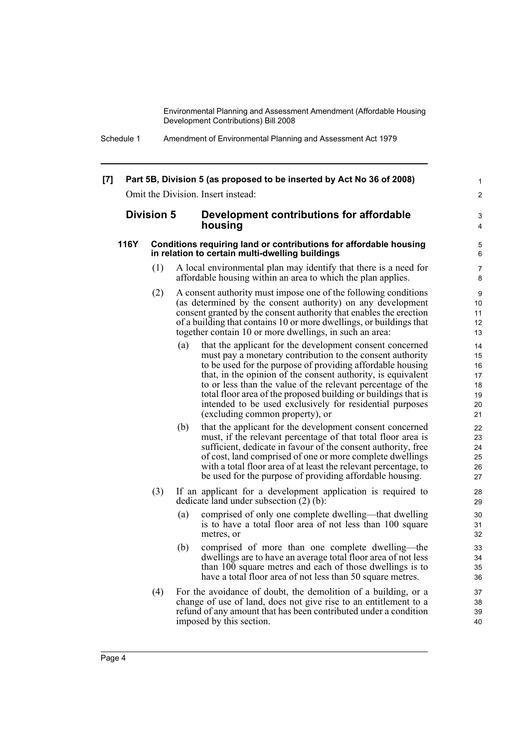**[7] Part 5B, Division 5 (as proposed to be inserted by Act No 36 of 2008)**

Omit the Division. Insert instead:

## Division 5 Development contributions for affordable housing

### 116Y Conditions requiring land or contributions for affordable housing in relation to certain multi-dwelling buildings

(1) A local environmental plan may identify that there is a need for affordable housing within an area to which the plan applies.

(2) A consent authority must impose one of the following conditions (as determined by the consent authority) on any development consent granted by the consent authority that enables the erection of a building that contains 10 or more dwellings, or buildings that together contain 10 or more dwellings, in such an area:

- (a) that the applicant for the development consent concerned must pay a monetary contribution to the consent authority to be used for the purpose of providing affordable housing that, in the opinion of the consent authority, is equivalent to or less than the value of the relevant percentage of the total floor area of the proposed building or buildings that is intended to be used exclusively for residential purposes (excluding common property), or
- (b) that the applicant for the development consent concerned must, if the relevant percentage of that total floor area is sufficient, dedicate in favour of the consent authority, free of cost, land comprised of one or more complete dwellings with a total floor area of at least the relevant percentage, to be used for the purpose of providing affordable housing.

(3) If an applicant for a development application is required to dedicate land under subsection (2) (b):

- (a) comprised of only one complete dwelling—that dwelling is to have a total floor area of not less than 100 square metres, or
- (b) comprised of more than one complete dwelling—the dwellings are to have an average total floor area of not less than 100 square metres and each of those dwellings is to have a total floor area of not less than 50 square metres.

(4) For the avoidance of doubt, the demolition of a building, or a change of use of land, does not give rise to an entitlement to a refund of any amount that has been contributed under a condition imposed by this section.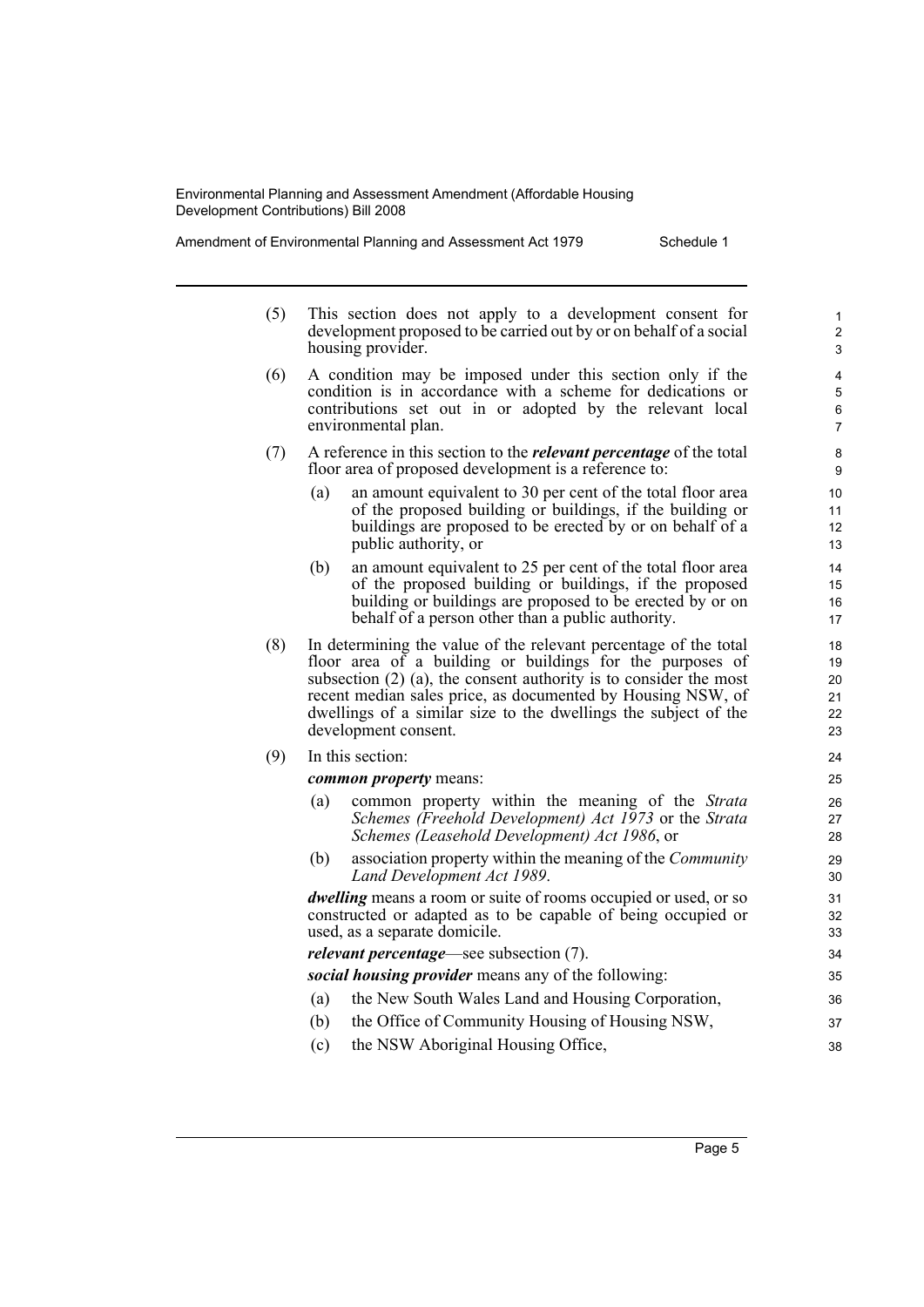(5) This section does not apply to a development consent for development proposed to be carried out by or on behalf of a social housing provider.

(6) A condition may be imposed under this section only if the condition is in accordance with a scheme for dedications or contributions set out in or adopted by the relevant local environmental plan.

(7) A reference in this section to the ***relevant percentage*** of the total floor area of proposed development is a reference to:

   (a) an amount equivalent to 30 per cent of the total floor area of the proposed building or buildings, if the building or buildings are proposed to be erected by or on behalf of a public authority, or

   (b) an amount equivalent to 25 per cent of the total floor area of the proposed building or buildings, if the proposed building or buildings are proposed to be erected by or on behalf of a person other than a public authority.

(8) In determining the value of the relevant percentage of the total floor area of a building or buildings for the purposes of subsection (2) (a), the consent authority is to consider the most recent median sales price, as documented by Housing NSW, of dwellings of a similar size to the dwellings the subject of the development consent.

(9) In this section:

***common property*** means:

   (a) common property within the meaning of the *Strata Schemes (Freehold Development) Act 1973* or the *Strata Schemes (Leasehold Development) Act 1986*, or

   (b) association property within the meaning of the *Community Land Development Act 1989*.

***dwelling*** means a room or suite of rooms occupied or used, or so constructed or adapted as to be capable of being occupied or used, as a separate domicile.

***relevant percentage***—see subsection (7).

***social housing provider*** means any of the following:

   (a) the New South Wales Land and Housing Corporation,

   (b) the Office of Community Housing of Housing NSW,

   (c) the NSW Aboriginal Housing Office,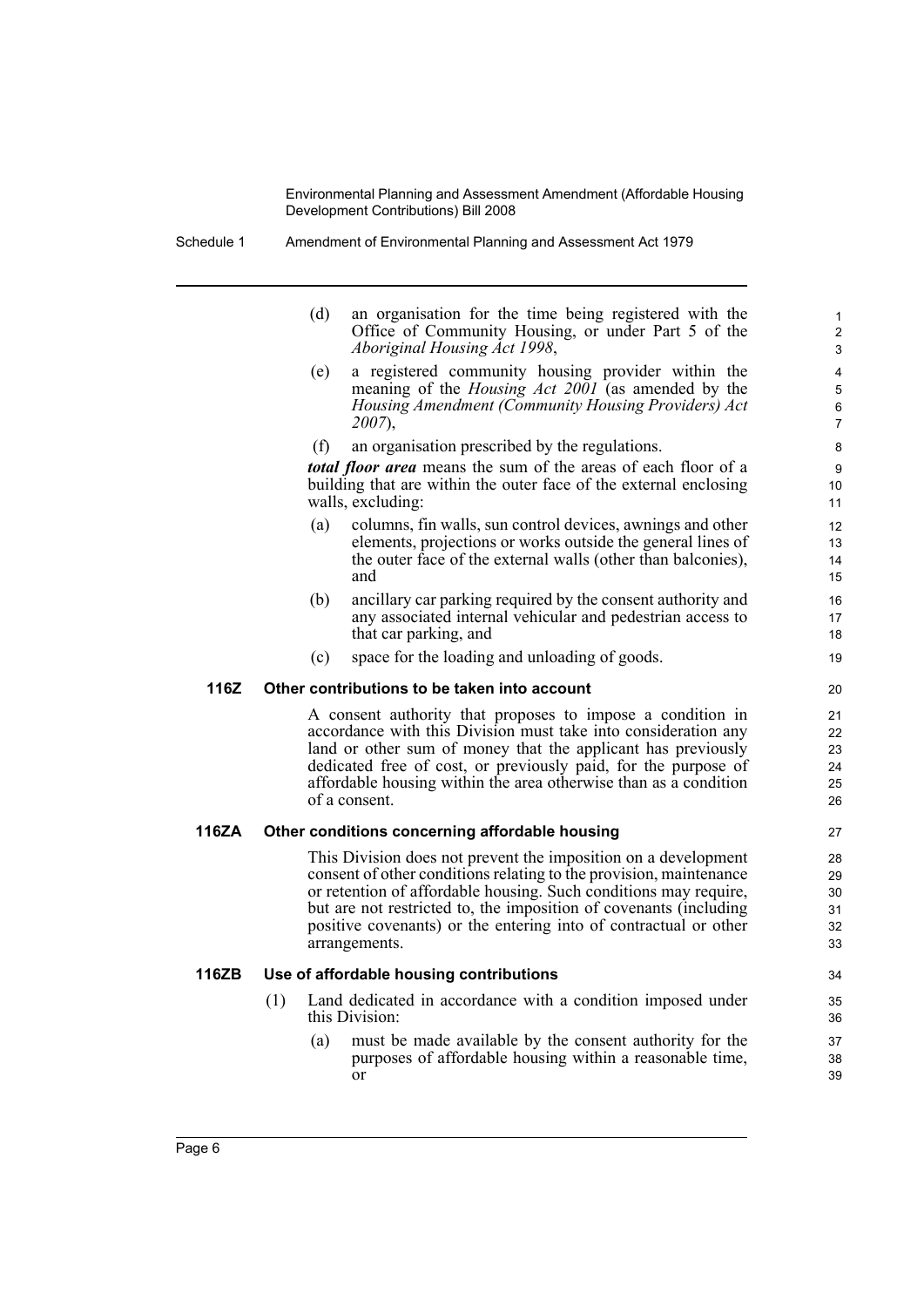(d) an organisation for the time being registered with the Office of Community Housing, or under Part 5 of the *Aboriginal Housing Act 1998*,

(e) a registered community housing provider within the meaning of the *Housing Act 2001* (as amended by the *Housing Amendment (Community Housing Providers) Act 2007*),

(f) an organisation prescribed by the regulations.

***total floor area*** means the sum of the areas of each floor of a building that are within the outer face of the external enclosing walls, excluding:

(a) columns, fin walls, sun control devices, awnings and other elements, projections or works outside the general lines of the outer face of the external walls (other than balconies), and

(b) ancillary car parking required by the consent authority and any associated internal vehicular and pedestrian access to that car parking, and

(c) space for the loading and unloading of goods.

### 116Z Other contributions to be taken into account

A consent authority that proposes to impose a condition in accordance with this Division must take into consideration any land or other sum of money that the applicant has previously dedicated free of cost, or previously paid, for the purpose of affordable housing within the area otherwise than as a condition of a consent.

### 116ZA Other conditions concerning affordable housing

This Division does not prevent the imposition on a development consent of other conditions relating to the provision, maintenance or retention of affordable housing. Such conditions may require, but are not restricted to, the imposition of covenants (including positive covenants) or the entering into of contractual or other arrangements.

### 116ZB Use of affordable housing contributions

(1) Land dedicated in accordance with a condition imposed under this Division:

(a) must be made available by the consent authority for the purposes of affordable housing within a reasonable time, or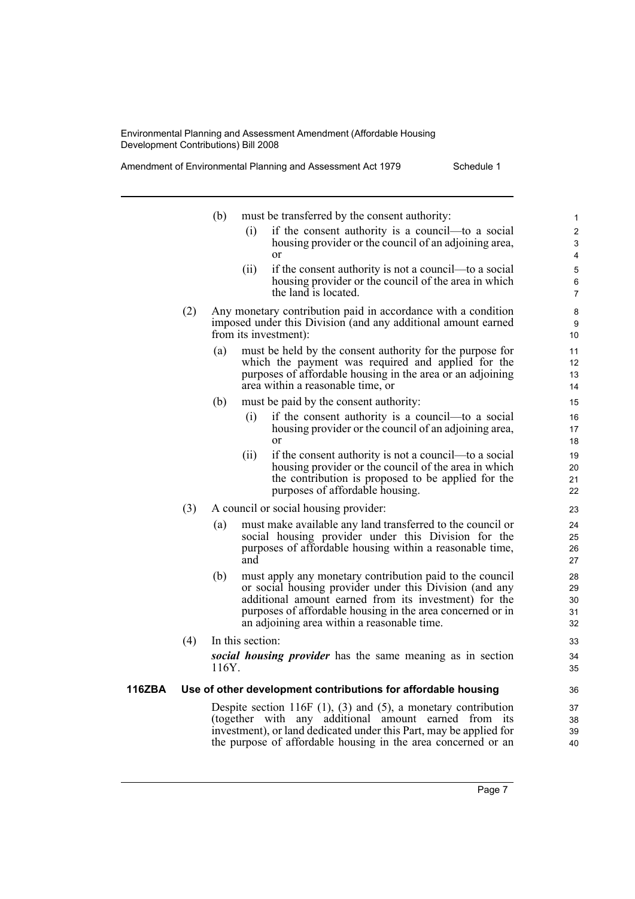(b) must be transferred by the consent authority:

(i) if the consent authority is a council—to a social housing provider or the council of an adjoining area, or

(ii) if the consent authority is not a council—to a social housing provider or the council of the area in which the land is located.

(2) Any monetary contribution paid in accordance with a condition imposed under this Division (and any additional amount earned from its investment):

(a) must be held by the consent authority for the purpose for which the payment was required and applied for the purposes of affordable housing in the area or an adjoining area within a reasonable time, or

(b) must be paid by the consent authority:

(i) if the consent authority is a council—to a social housing provider or the council of an adjoining area, or

(ii) if the consent authority is not a council—to a social housing provider or the council of the area in which the contribution is proposed to be applied for the purposes of affordable housing.

(3) A council or social housing provider:

(a) must make available any land transferred to the council or social housing provider under this Division for the purposes of affordable housing within a reasonable time, and

(b) must apply any monetary contribution paid to the council or social housing provider under this Division (and any additional amount earned from its investment) for the purposes of affordable housing in the area concerned or in an adjoining area within a reasonable time.

(4) In this section:

***social housing provider*** has the same meaning as in section 116Y.

**116ZBA Use of other development contributions for affordable housing**

Despite section 116F (1), (3) and (5), a monetary contribution (together with any additional amount earned from its investment), or land dedicated under this Part, may be applied for the purpose of affordable housing in the area concerned or an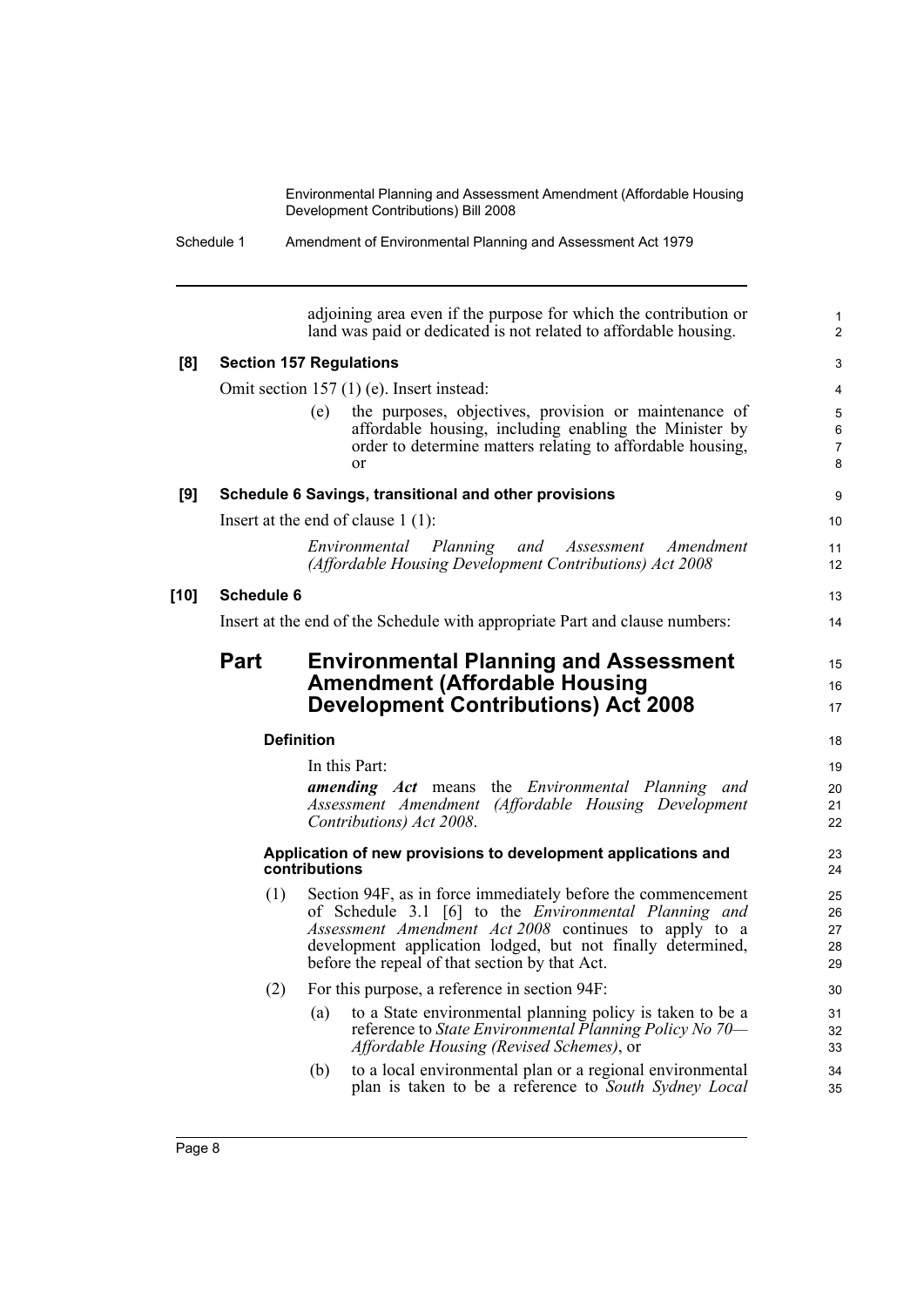adjoining area even if the purpose for which the contribution or land was paid or dedicated is not related to affordable housing.

**[8] Section 157 Regulations**

Omit section 157 (1) (e). Insert instead:

(e) the purposes, objectives, provision or maintenance of affordable housing, including enabling the Minister by order to determine matters relating to affordable housing, or

**[9] Schedule 6 Savings, transitional and other provisions**

Insert at the end of clause 1 (1):

*Environmental Planning and Assessment Amendment (Affordable Housing Development Contributions) Act 2008*

**[10] Schedule 6**

Insert at the end of the Schedule with appropriate Part and clause numbers:

## Part Environmental Planning and Assessment Amendment (Affordable Housing Development Contributions) Act 2008

**Definition**

In this Part:

***amending Act*** means the *Environmental Planning and Assessment Amendment (Affordable Housing Development Contributions) Act 2008*.

**Application of new provisions to development applications and contributions**

(1) Section 94F, as in force immediately before the commencement of Schedule 3.1 [6] to the *Environmental Planning and Assessment Amendment Act 2008* continues to apply to a development application lodged, but not finally determined, before the repeal of that section by that Act.

(2) For this purpose, a reference in section 94F:

(a) to a State environmental planning policy is taken to be a reference to *State Environmental Planning Policy No 70—Affordable Housing (Revised Schemes)*, or

(b) to a local environmental plan or a regional environmental plan is taken to be a reference to *South Sydney Local*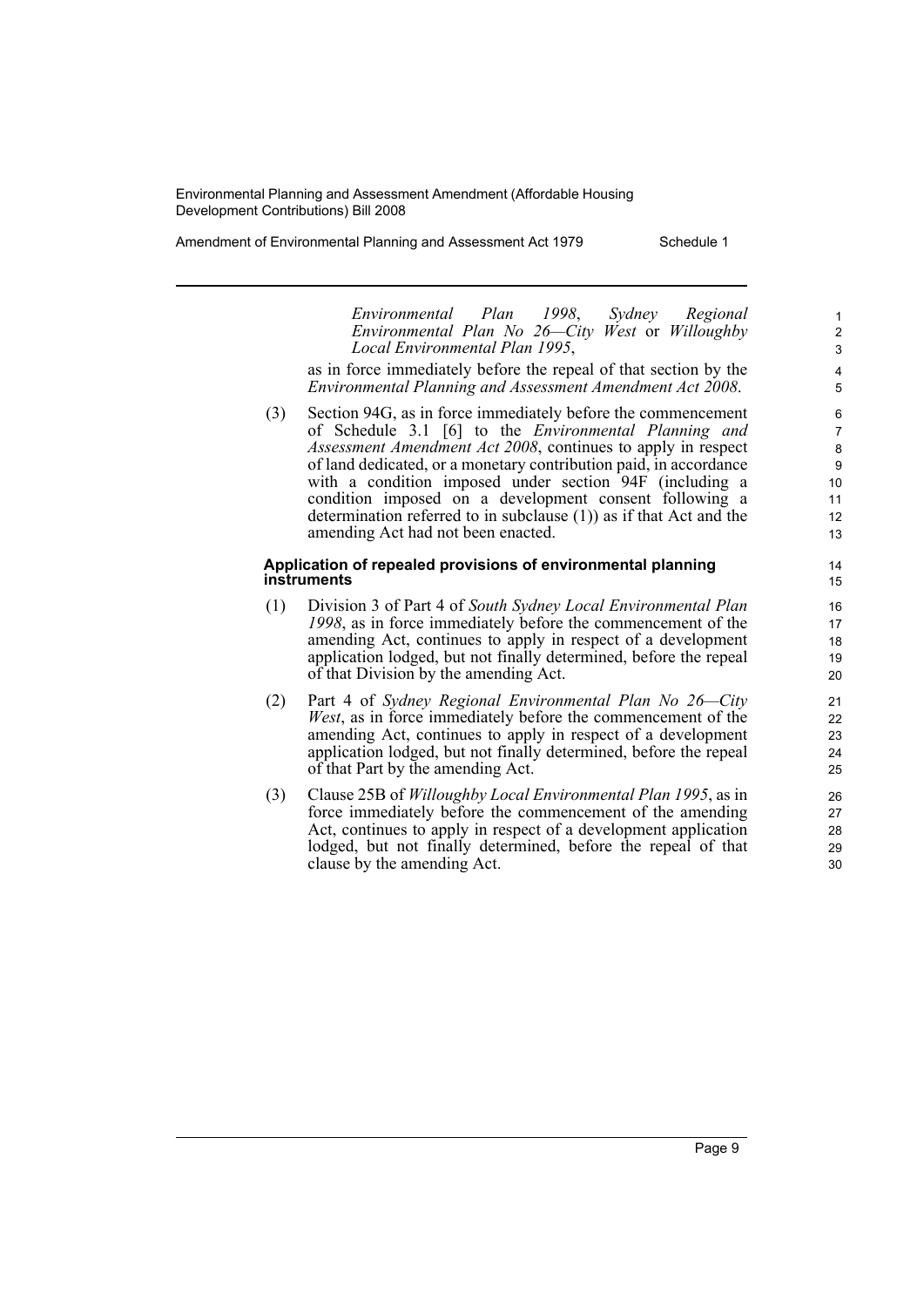*Environmental Plan 1998*, *Sydney Regional Environmental Plan No 26—City West* or *Willoughby Local Environmental Plan 1995*,

as in force immediately before the repeal of that section by the *Environmental Planning and Assessment Amendment Act 2008*.

(3) Section 94G, as in force immediately before the commencement of Schedule 3.1 [6] to the *Environmental Planning and Assessment Amendment Act 2008*, continues to apply in respect of land dedicated, or a monetary contribution paid, in accordance with a condition imposed under section 94F (including a condition imposed on a development consent following a determination referred to in subclause (1)) as if that Act and the amending Act had not been enacted.

#### Application of repealed provisions of environmental planning instruments

(1) Division 3 of Part 4 of *South Sydney Local Environmental Plan 1998*, as in force immediately before the commencement of the amending Act, continues to apply in respect of a development application lodged, but not finally determined, before the repeal of that Division by the amending Act.

(2) Part 4 of *Sydney Regional Environmental Plan No 26—City West*, as in force immediately before the commencement of the amending Act, continues to apply in respect of a development application lodged, but not finally determined, before the repeal of that Part by the amending Act.

(3) Clause 25B of *Willoughby Local Environmental Plan 1995*, as in force immediately before the commencement of the amending Act, continues to apply in respect of a development application lodged, but not finally determined, before the repeal of that clause by the amending Act.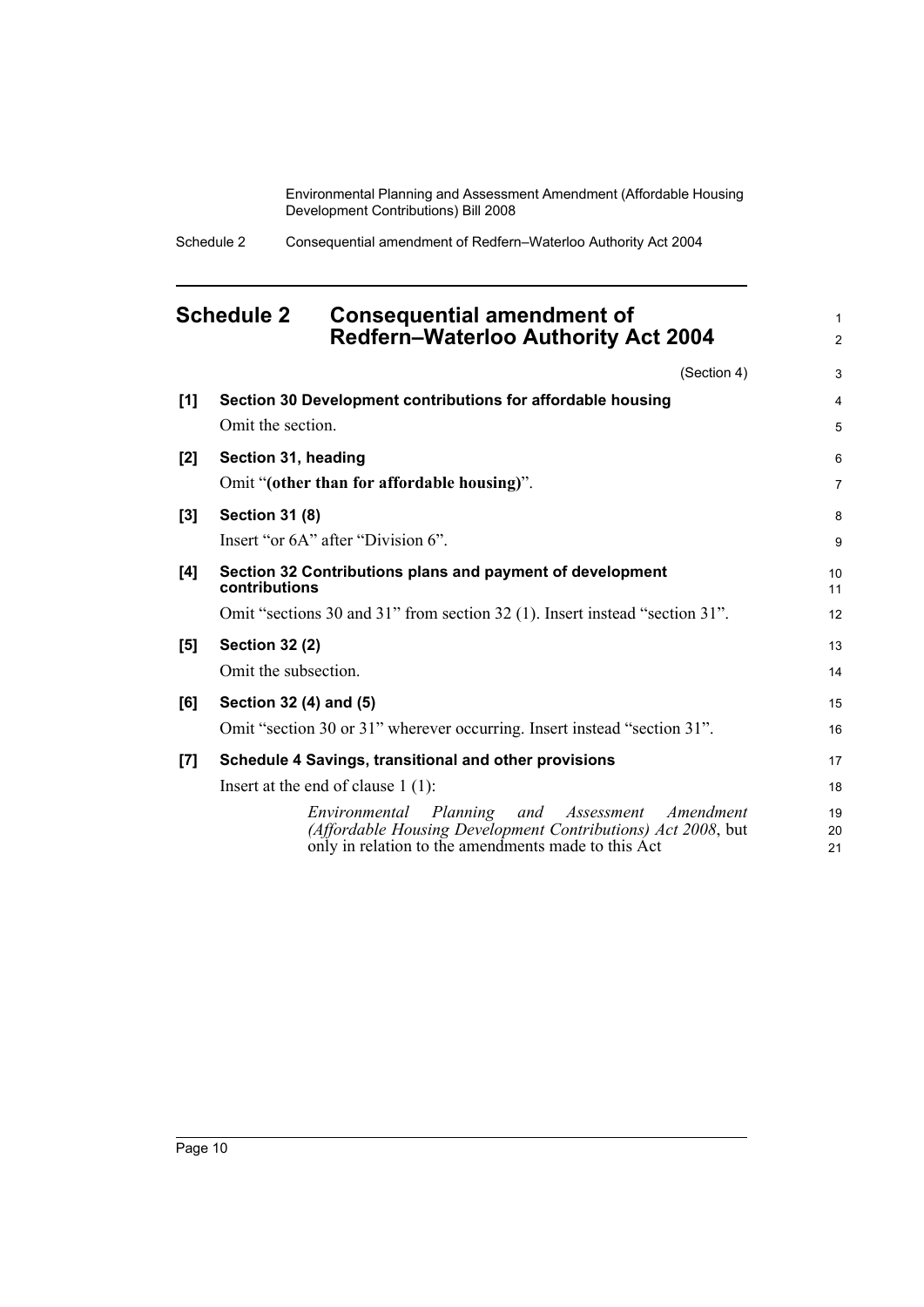## Schedule 2 Consequential amendment of Redfern–Waterloo Authority Act 2004

(Section 4)

**[1] Section 30 Development contributions for affordable housing**

Omit the section.

**[2] Section 31, heading**

Omit "**(other than for affordable housing)**".

**[3] Section 31 (8)**

Insert "or 6A" after "Division 6".

**[4] Section 32 Contributions plans and payment of development contributions**

Omit "sections 30 and 31" from section 32 (1). Insert instead "section 31".

**[5] Section 32 (2)**

Omit the subsection.

**[6] Section 32 (4) and (5)**

Omit "section 30 or 31" wherever occurring. Insert instead "section 31".

**[7] Schedule 4 Savings, transitional and other provisions**

Insert at the end of clause 1 (1):

> *Environmental Planning and Assessment Amendment (Affordable Housing Development Contributions) Act 2008*, but only in relation to the amendments made to this Act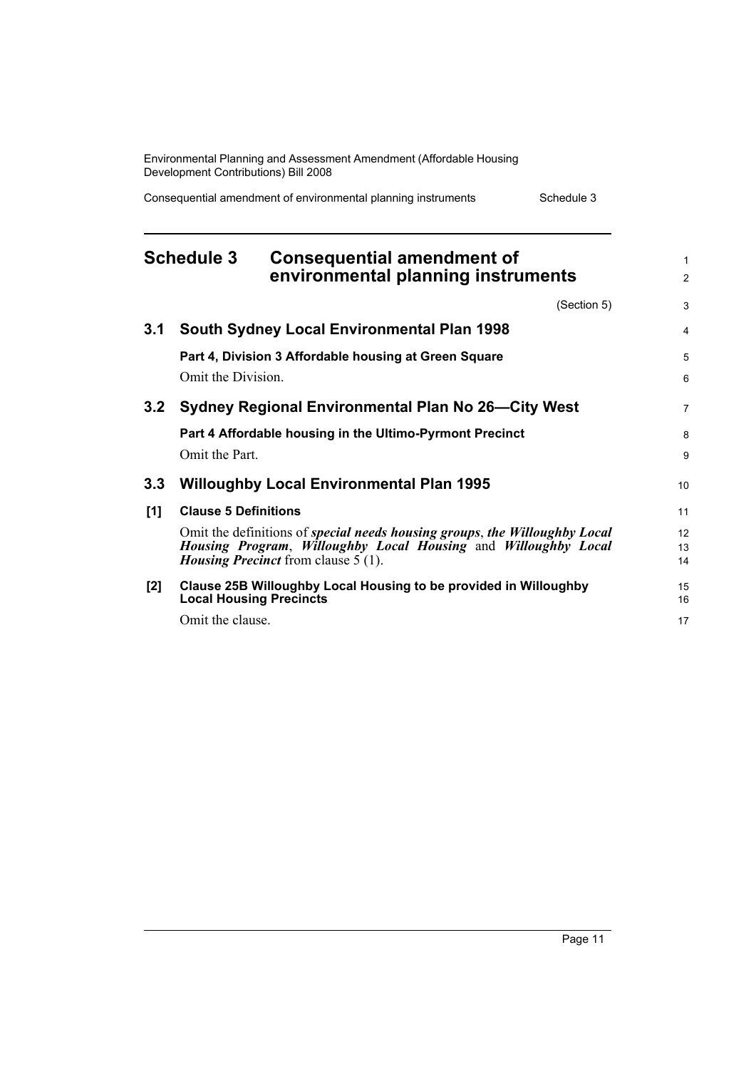# Schedule 3 Consequential amendment of environmental planning instruments

(Section 5)

## 3.1 South Sydney Local Environmental Plan 1998

**Part 4, Division 3 Affordable housing at Green Square**

Omit the Division.

## 3.2 Sydney Regional Environmental Plan No 26—City West

**Part 4 Affordable housing in the Ultimo-Pyrmont Precinct**

Omit the Part.

## 3.3 Willoughby Local Environmental Plan 1995

**[1] Clause 5 Definitions**

Omit the definitions of ***special needs housing groups***, ***the Willoughby Local Housing Program***, ***Willoughby Local Housing*** and ***Willoughby Local Housing Precinct*** from clause 5 (1).

**[2] Clause 25B Willoughby Local Housing to be provided in Willoughby Local Housing Precincts**

Omit the clause.